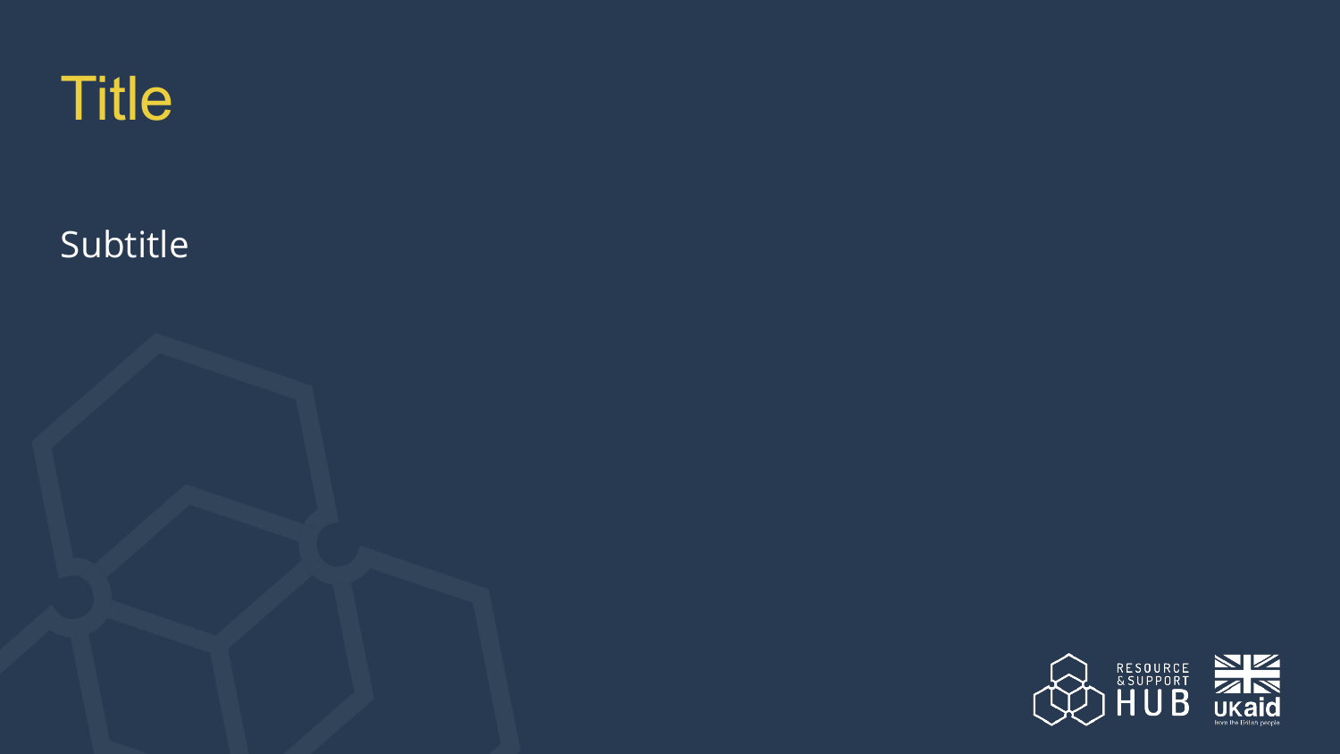# Title

Subtitle

RESOURCE & SUPPORT HUB

UKaid from the British people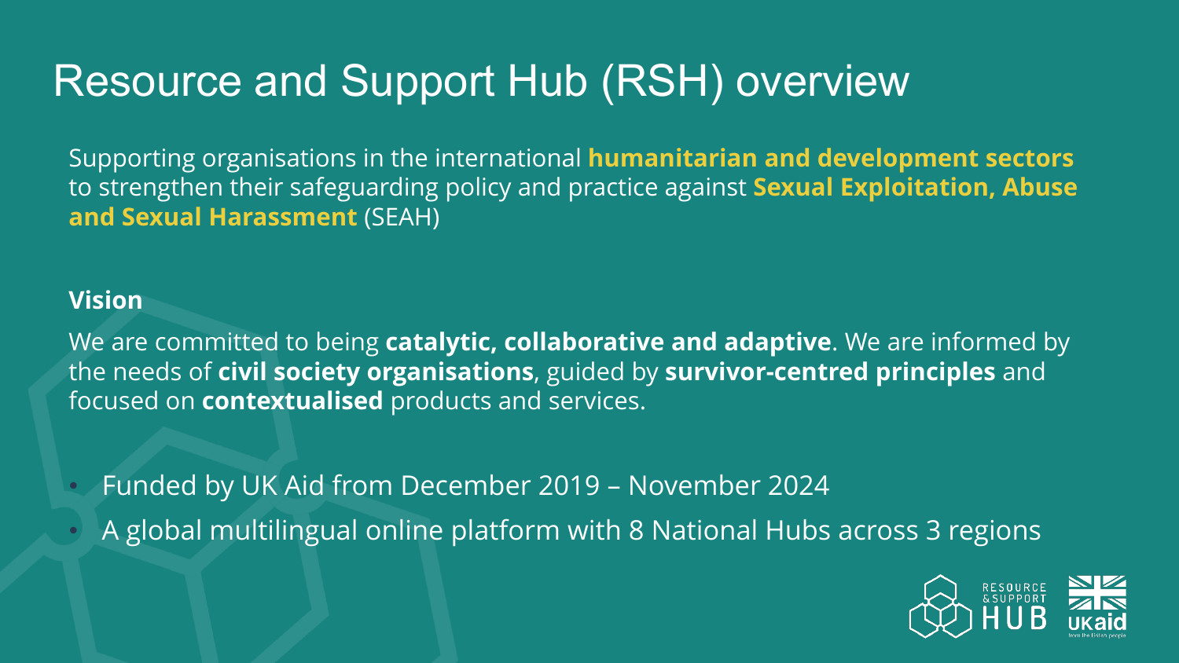# Resource and Support Hub (RSH) overview

Supporting organisations in the international **humanitarian and development sectors** to strengthen their safeguarding policy and practice against **Sexual Exploitation, Abuse and Sexual Harassment** (SEAH)

**Vision**

We are committed to being **catalytic, collaborative and adaptive**. We are informed by the needs of **civil society organisations**, guided by **survivor-centred principles** and focused on **contextualised** products and services.

- Funded by UK Aid from December 2019 – November 2024
- A global multilingual online platform with 8 National Hubs across 3 regions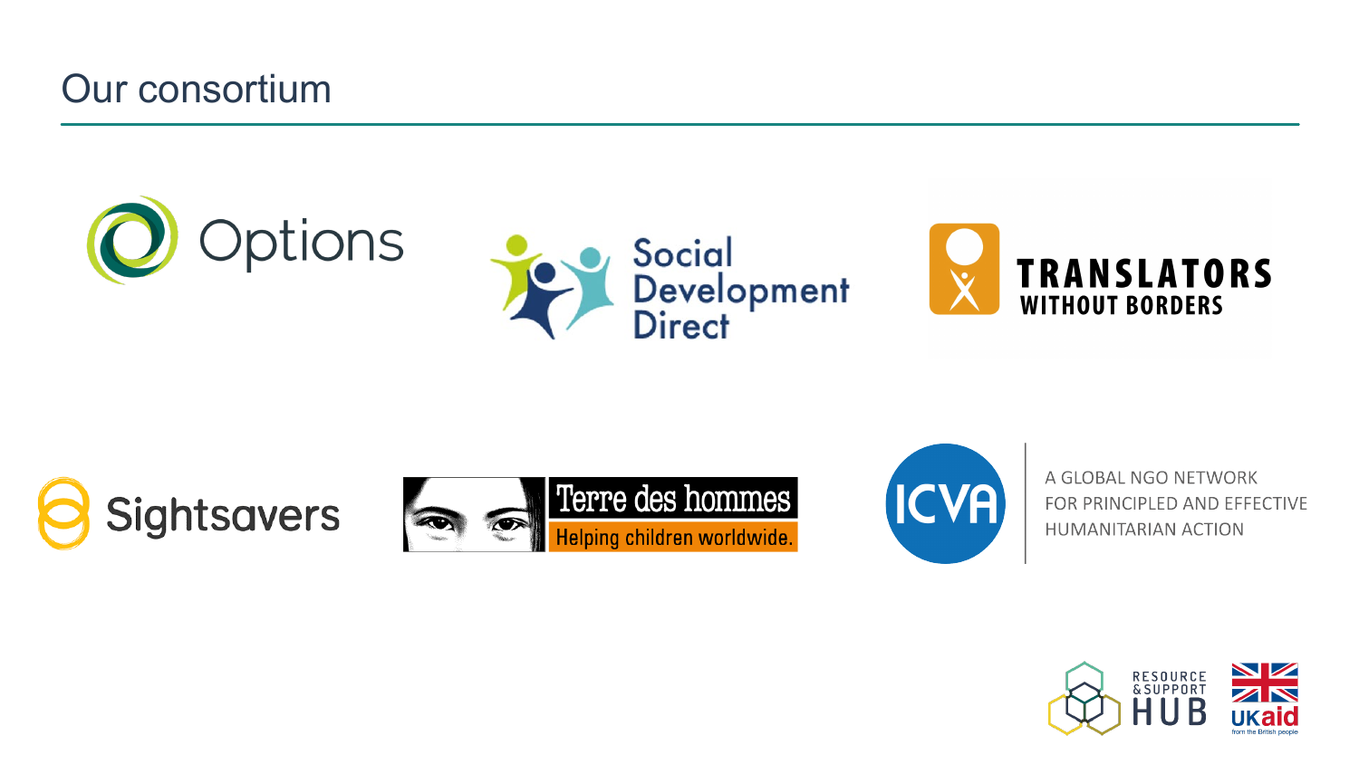# Our consortium

Options

Social Development Direct

TRANSLATORS WITHOUT BORDERS

Sightsavers

Terre des hommes
Helping children worldwide.

ICVA
A GLOBAL NGO NETWORK FOR PRINCIPLED AND EFFECTIVE HUMANITARIAN ACTION

RESOURCE & SUPPORT HUB

UKaid from the British people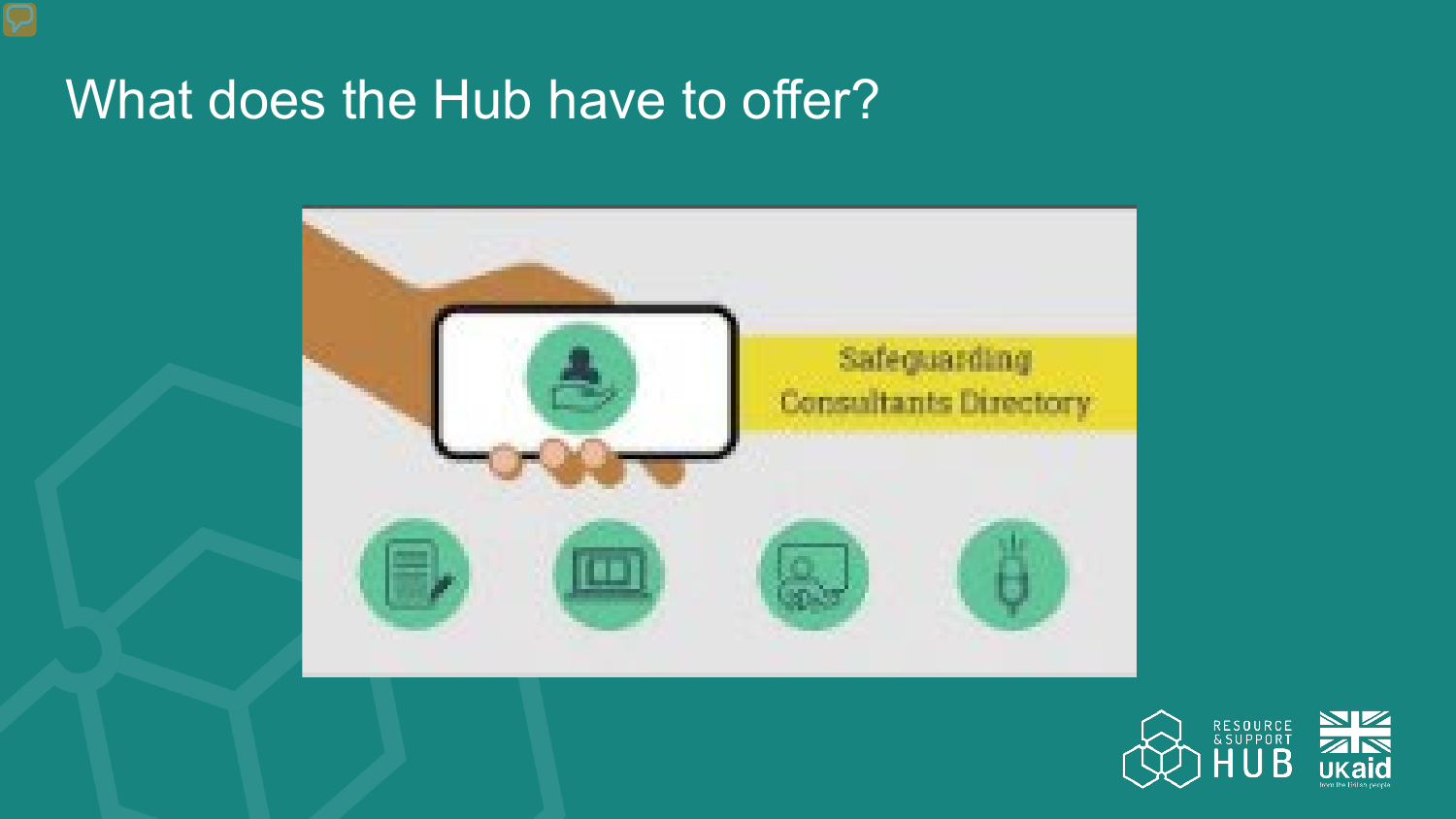# What does the Hub have to offer?

Safeguarding Consultants Directory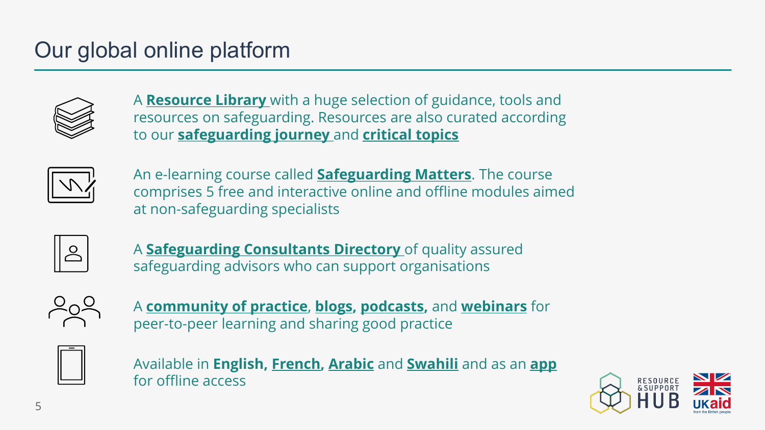# Our global online platform

A **Resource Library** with a huge selection of guidance, tools and resources on safeguarding. Resources are also curated according to our **safeguarding journey** and **critical topics**

An e-learning course called **Safeguarding Matters**. The course comprises 5 free and interactive online and offline modules aimed at non-safeguarding specialists

A **Safeguarding Consultants Directory** of quality assured safeguarding advisors who can support organisations

A **community of practice**, **blogs**, **podcasts**, and **webinars** for peer-to-peer learning and sharing good practice

Available in **English**, **French**, **Arabic** and **Swahili** and as an **app** for offline access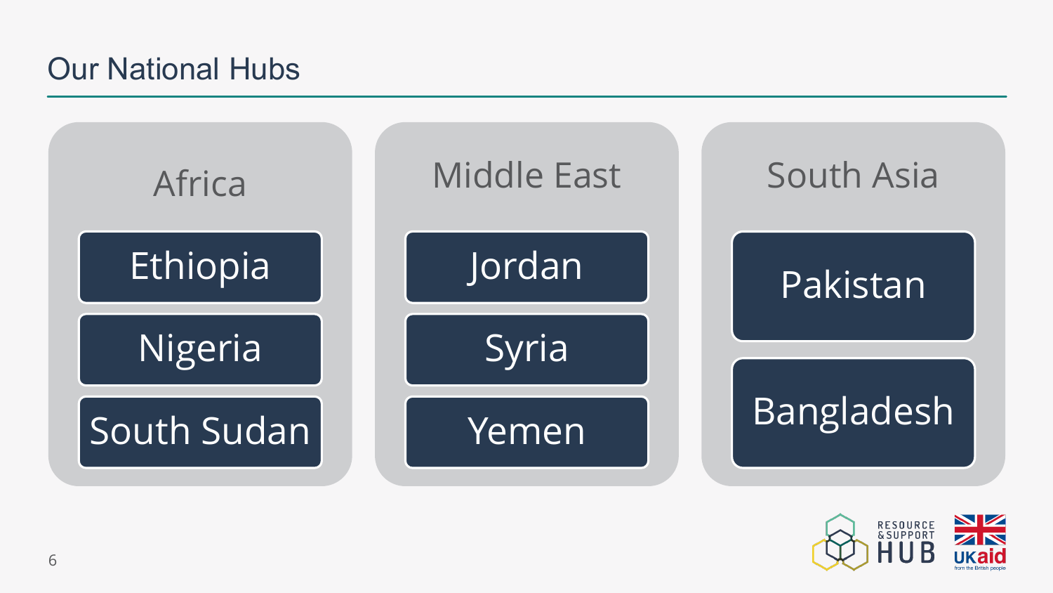# Our National Hubs

## Africa

- Ethiopia
- Nigeria
- South Sudan

## Middle East

- Jordan
- Syria
- Yemen

## South Asia

- Pakistan
- Bangladesh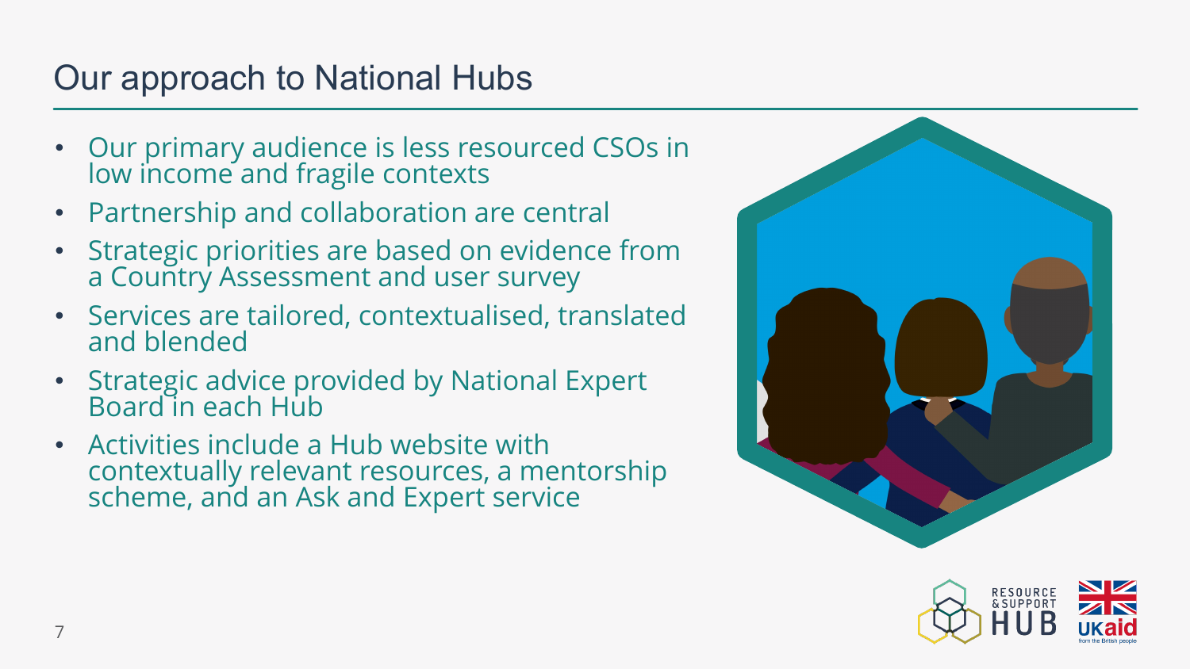# Our approach to National Hubs

- Our primary audience is less resourced CSOs in low income and fragile contexts
- Partnership and collaboration are central
- Strategic priorities are based on evidence from a Country Assessment and user survey
- Services are tailored, contextualised, translated and blended
- Strategic advice provided by National Expert Board in each Hub
- Activities include a Hub website with contextually relevant resources, a mentorship scheme, and an Ask and Expert service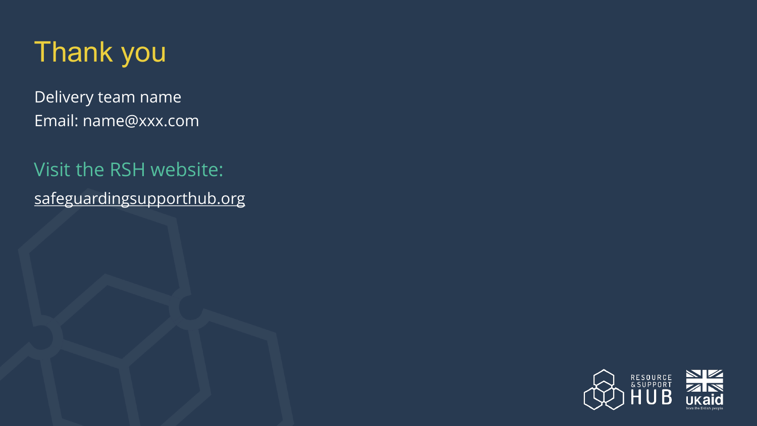# Thank you

Delivery team name

Email: name@xxx.com

Visit the RSH website:

safeguardingsupporthub.org